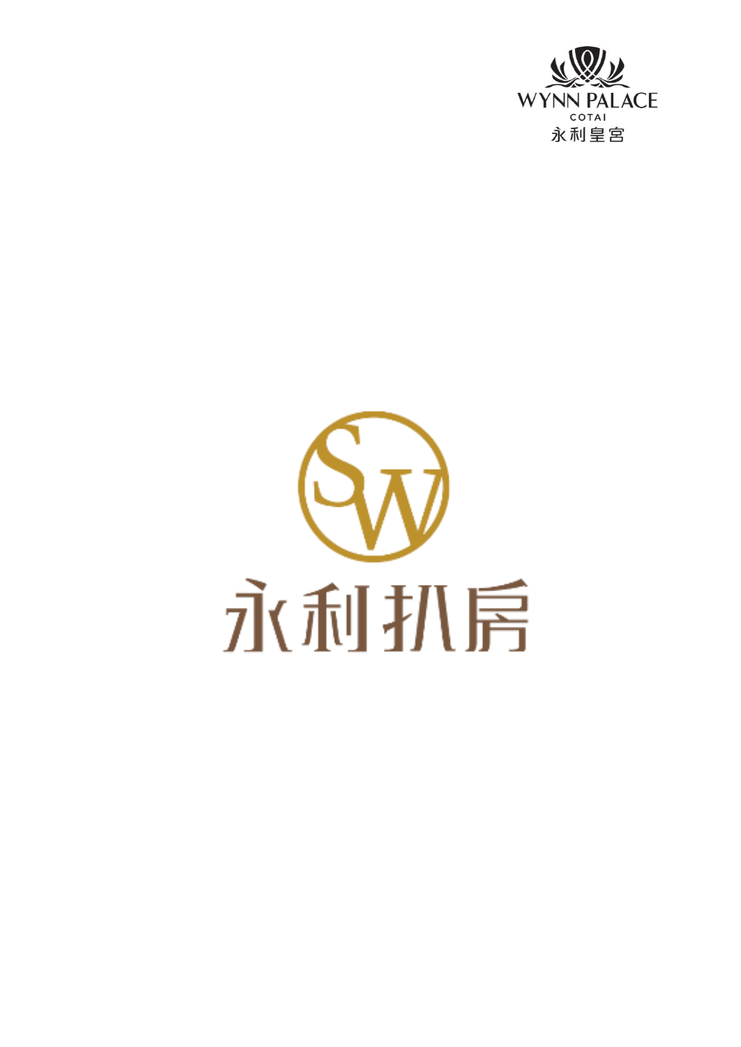WYNN PALACE

COTAI

永利皇宮

SW

# 永利扒房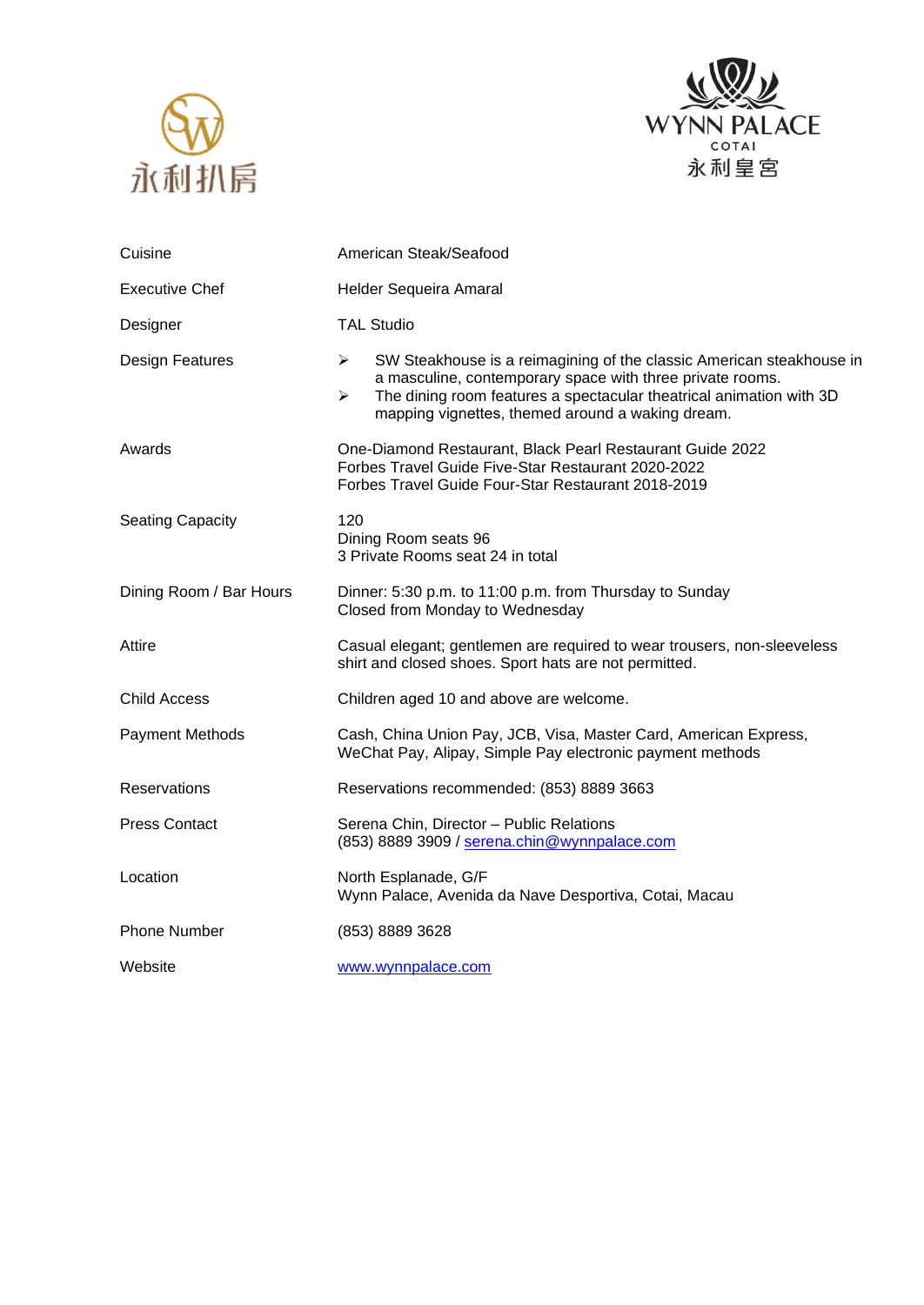永利扒房

WYNN PALACE COTAI 永利皇宮

| | |
|---|---|
| Cuisine | American Steak/Seafood |
| Executive Chef | Helder Sequeira Amaral |
| Designer | TAL Studio |
| Design Features | ➢ SW Steakhouse is a reimagining of the classic American steakhouse in a masculine, contemporary space with three private rooms.<br>➢ The dining room features a spectacular theatrical animation with 3D mapping vignettes, themed around a waking dream. |
| Awards | One-Diamond Restaurant, Black Pearl Restaurant Guide 2022<br>Forbes Travel Guide Five-Star Restaurant 2020-2022<br>Forbes Travel Guide Four-Star Restaurant 2018-2019 |
| Seating Capacity | 120<br>Dining Room seats 96<br>3 Private Rooms seat 24 in total |
| Dining Room / Bar Hours | Dinner: 5:30 p.m. to 11:00 p.m. from Thursday to Sunday<br>Closed from Monday to Wednesday |
| Attire | Casual elegant; gentlemen are required to wear trousers, non-sleeveless shirt and closed shoes. Sport hats are not permitted. |
| Child Access | Children aged 10 and above are welcome. |
| Payment Methods | Cash, China Union Pay, JCB, Visa, Master Card, American Express, WeChat Pay, Alipay, Simple Pay electronic payment methods |
| Reservations | Reservations recommended: (853) 8889 3663 |
| Press Contact | Serena Chin, Director – Public Relations<br>(853) 8889 3909 / serena.chin@wynnpalace.com |
| Location | North Esplanade, G/F<br>Wynn Palace, Avenida da Nave Desportiva, Cotai, Macau |
| Phone Number | (853) 8889 3628 |
| Website | www.wynnpalace.com |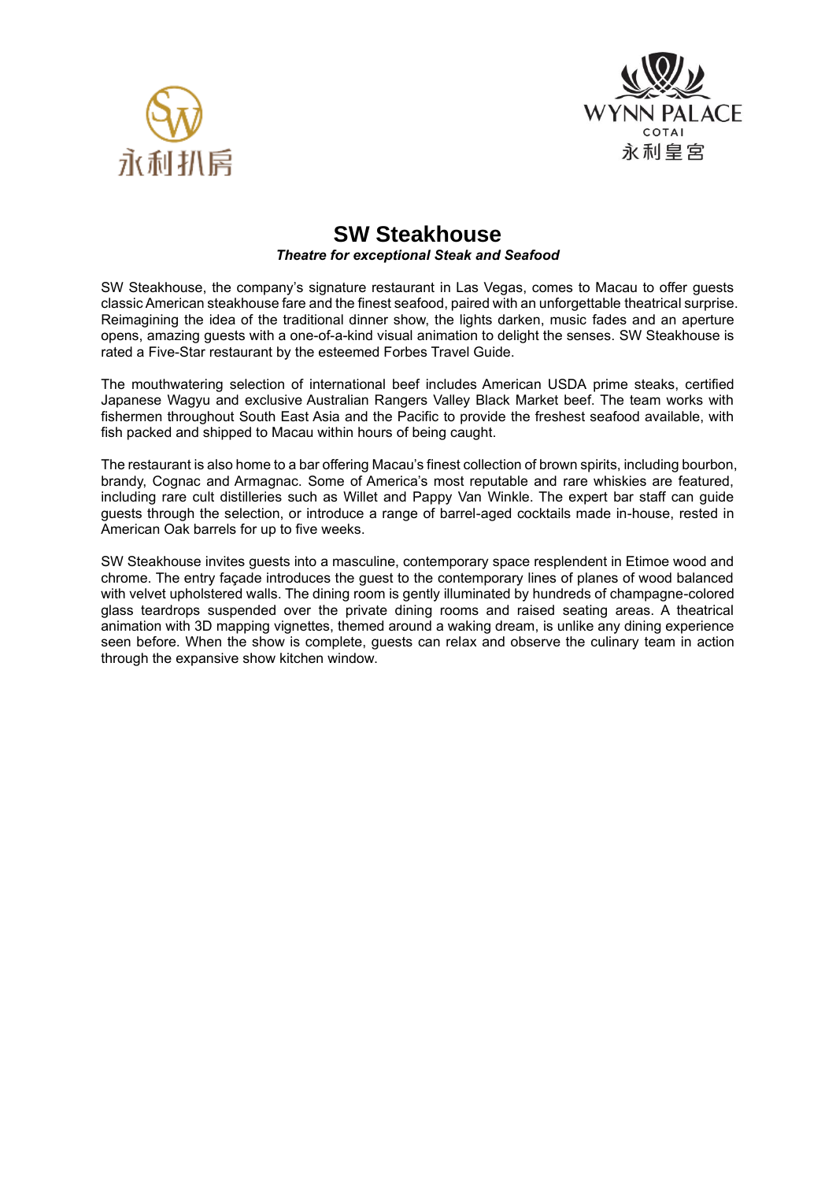永利扒房

WYNN PALACE
COTAI
永利皇宮

# SW Steakhouse

***Theatre for exceptional Steak and Seafood***

SW Steakhouse, the company's signature restaurant in Las Vegas, comes to Macau to offer guests classic American steakhouse fare and the finest seafood, paired with an unforgettable theatrical surprise. Reimagining the idea of the traditional dinner show, the lights darken, music fades and an aperture opens, amazing guests with a one-of-a-kind visual animation to delight the senses. SW Steakhouse is rated a Five-Star restaurant by the esteemed Forbes Travel Guide.

The mouthwatering selection of international beef includes American USDA prime steaks, certified Japanese Wagyu and exclusive Australian Rangers Valley Black Market beef. The team works with fishermen throughout South East Asia and the Pacific to provide the freshest seafood available, with fish packed and shipped to Macau within hours of being caught.

The restaurant is also home to a bar offering Macau's finest collection of brown spirits, including bourbon, brandy, Cognac and Armagnac. Some of America's most reputable and rare whiskies are featured, including rare cult distilleries such as Willet and Pappy Van Winkle. The expert bar staff can guide guests through the selection, or introduce a range of barrel-aged cocktails made in-house, rested in American Oak barrels for up to five weeks.

SW Steakhouse invites guests into a masculine, contemporary space resplendent in Etimoe wood and chrome. The entry façade introduces the guest to the contemporary lines of planes of wood balanced with velvet upholstered walls. The dining room is gently illuminated by hundreds of champagne-colored glass teardrops suspended over the private dining rooms and raised seating areas. A theatrical animation with 3D mapping vignettes, themed around a waking dream, is unlike any dining experience seen before. When the show is complete, guests can relax and observe the culinary team in action through the expansive show kitchen window.